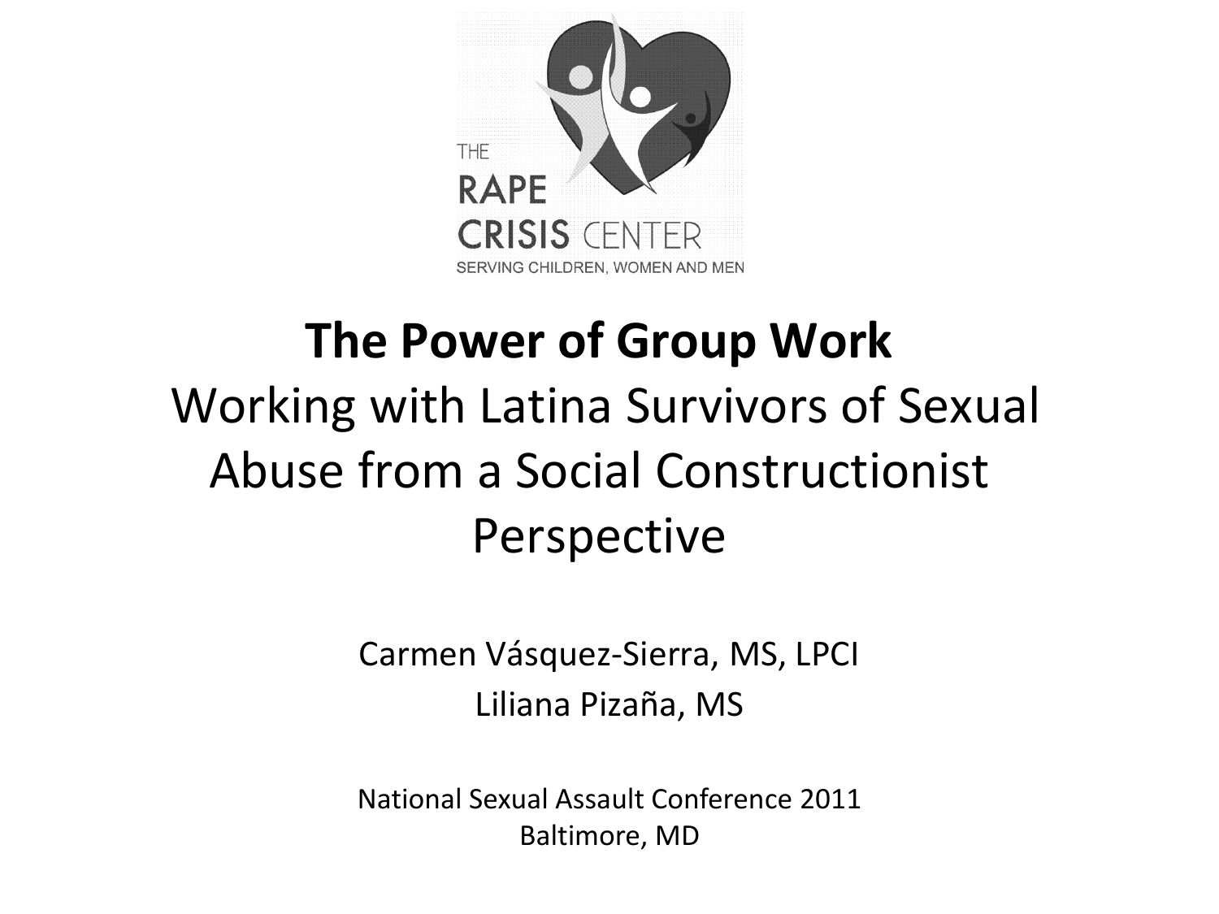THE
RAPE
CRISIS CENTER
SERVING CHILDREN, WOMEN AND MEN

# The Power of Group Work

## Working with Latina Survivors of Sexual Abuse from a Social Constructionist Perspective

Carmen Vásquez-Sierra, MS, LPCI

Liliana Pizaña, MS

National Sexual Assault Conference 2011
Baltimore, MD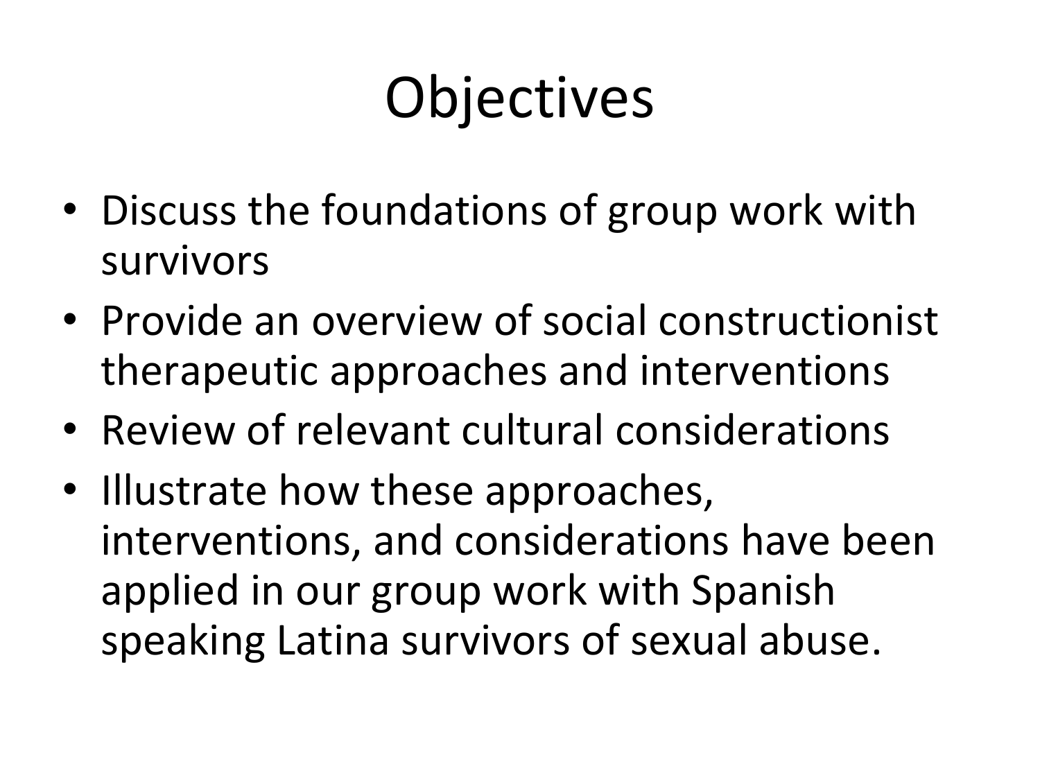# Objectives

- Discuss the foundations of group work with survivors
- Provide an overview of social constructionist therapeutic approaches and interventions
- Review of relevant cultural considerations
- Illustrate how these approaches, interventions, and considerations have been applied in our group work with Spanish speaking Latina survivors of sexual abuse.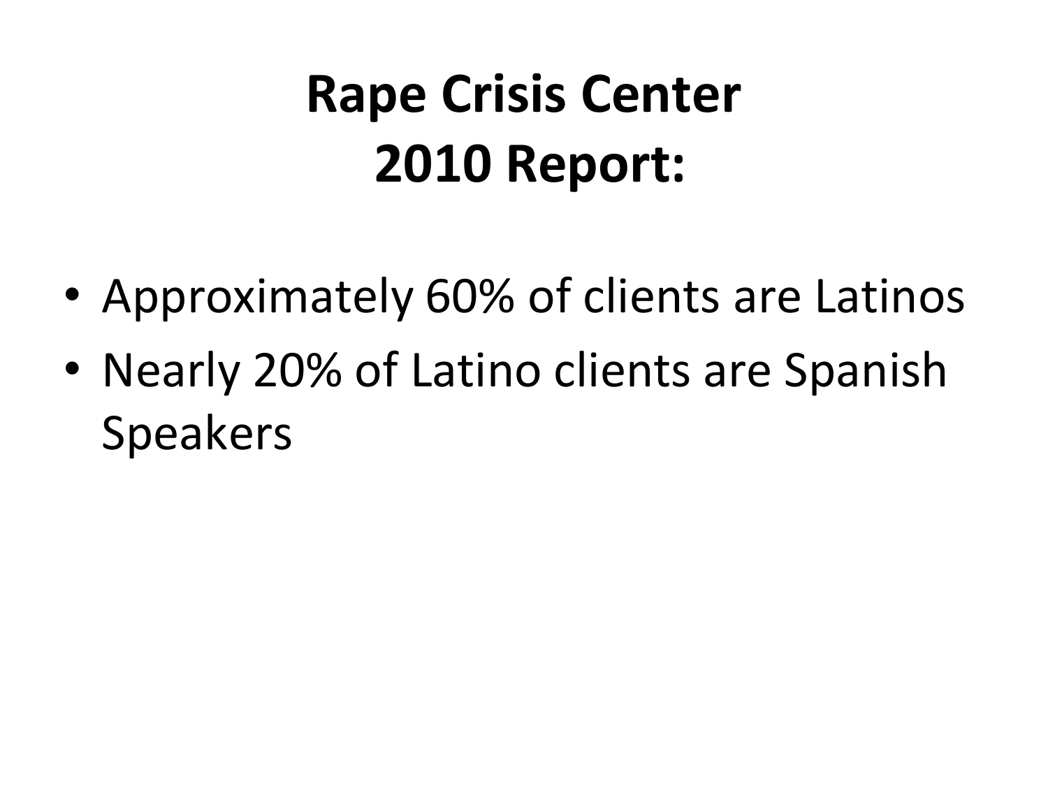# Rape Crisis Center 2010 Report:

- Approximately 60% of clients are Latinos
- Nearly 20% of Latino clients are Spanish Speakers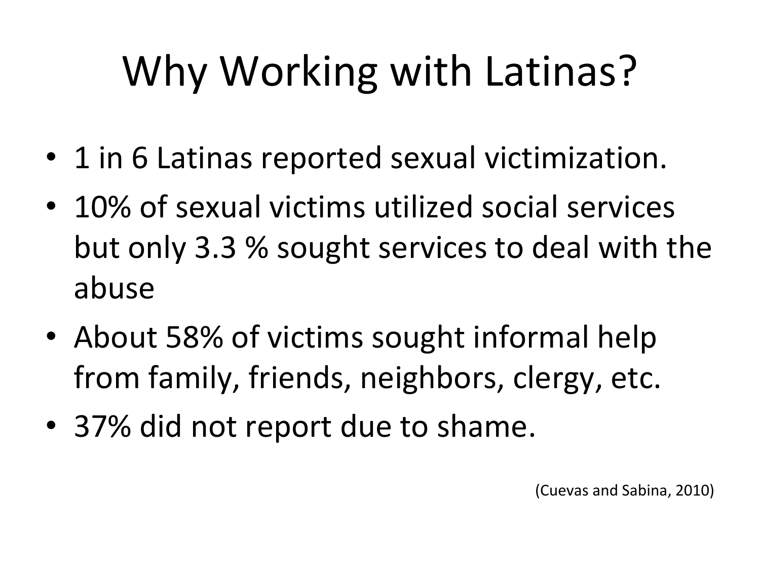# Why Working with Latinas?

- 1 in 6 Latinas reported sexual victimization.
- 10% of sexual victims utilized social services but only 3.3 % sought services to deal with the abuse
- About 58% of victims sought informal help from family, friends, neighbors, clergy, etc.
- 37% did not report due to shame.

(Cuevas and Sabina, 2010)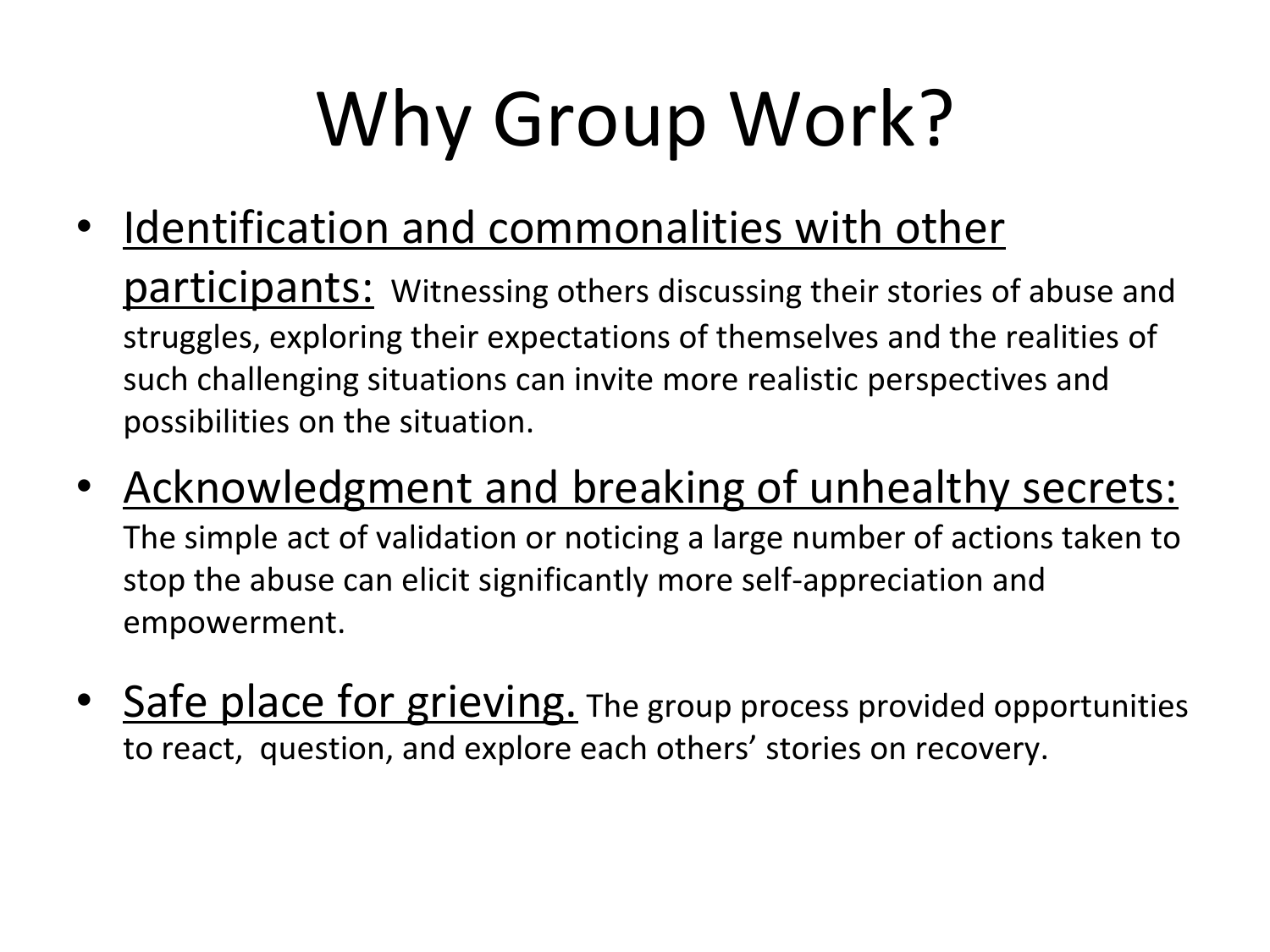# Why Group Work?

- Identification and commonalities with other participants: Witnessing others discussing their stories of abuse and struggles, exploring their expectations of themselves and the realities of such challenging situations can invite more realistic perspectives and possibilities on the situation.
- Acknowledgment and breaking of unhealthy secrets: The simple act of validation or noticing a large number of actions taken to stop the abuse can elicit significantly more self-appreciation and empowerment.
- Safe place for grieving. The group process provided opportunities to react, question, and explore each others' stories on recovery.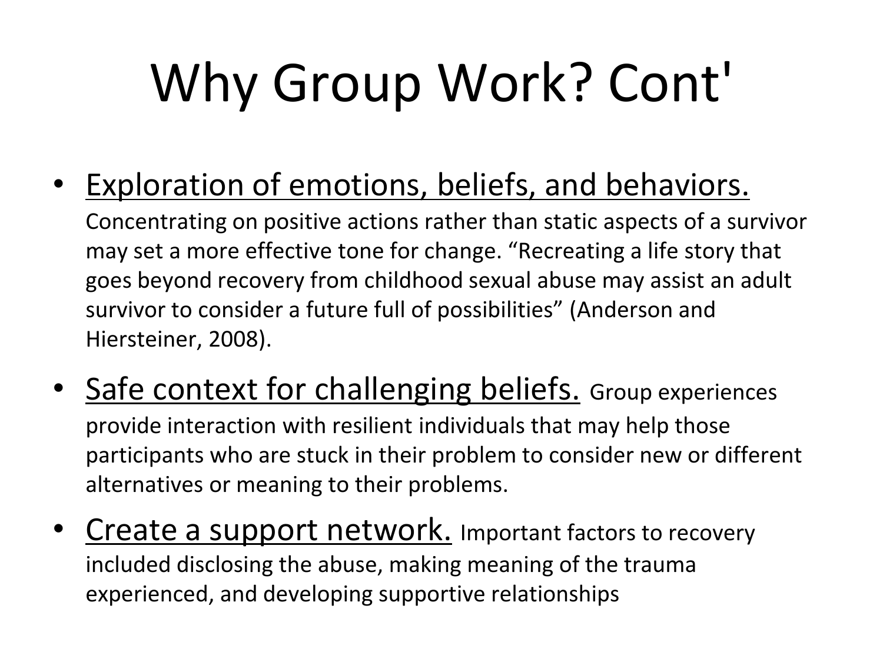# Why Group Work? Cont'

- <u>Exploration of emotions, beliefs, and behaviors.</u> Concentrating on positive actions rather than static aspects of a survivor may set a more effective tone for change. “Recreating a life story that goes beyond recovery from childhood sexual abuse may assist an adult survivor to consider a future full of possibilities” (Anderson and Hiersteiner, 2008).
- <u>Safe context for challenging beliefs.</u> Group experiences provide interaction with resilient individuals that may help those participants who are stuck in their problem to consider new or different alternatives or meaning to their problems.
- <u>Create a support network.</u> Important factors to recovery included disclosing the abuse, making meaning of the trauma experienced, and developing supportive relationships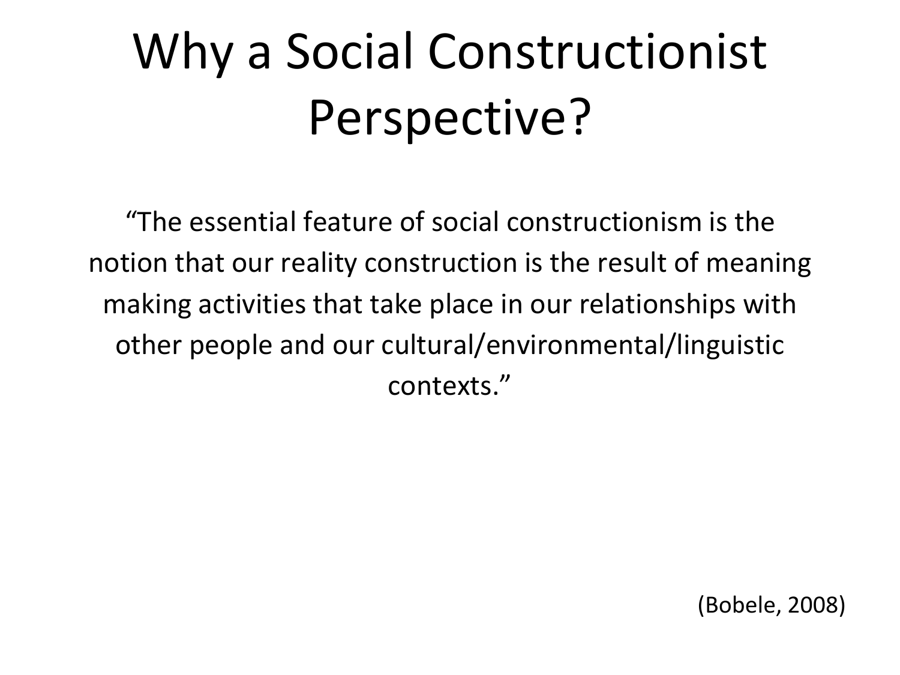# Why a Social Constructionist Perspective?

"The essential feature of social constructionism is the notion that our reality construction is the result of meaning making activities that take place in our relationships with other people and our cultural/environmental/linguistic contexts."

(Bobele, 2008)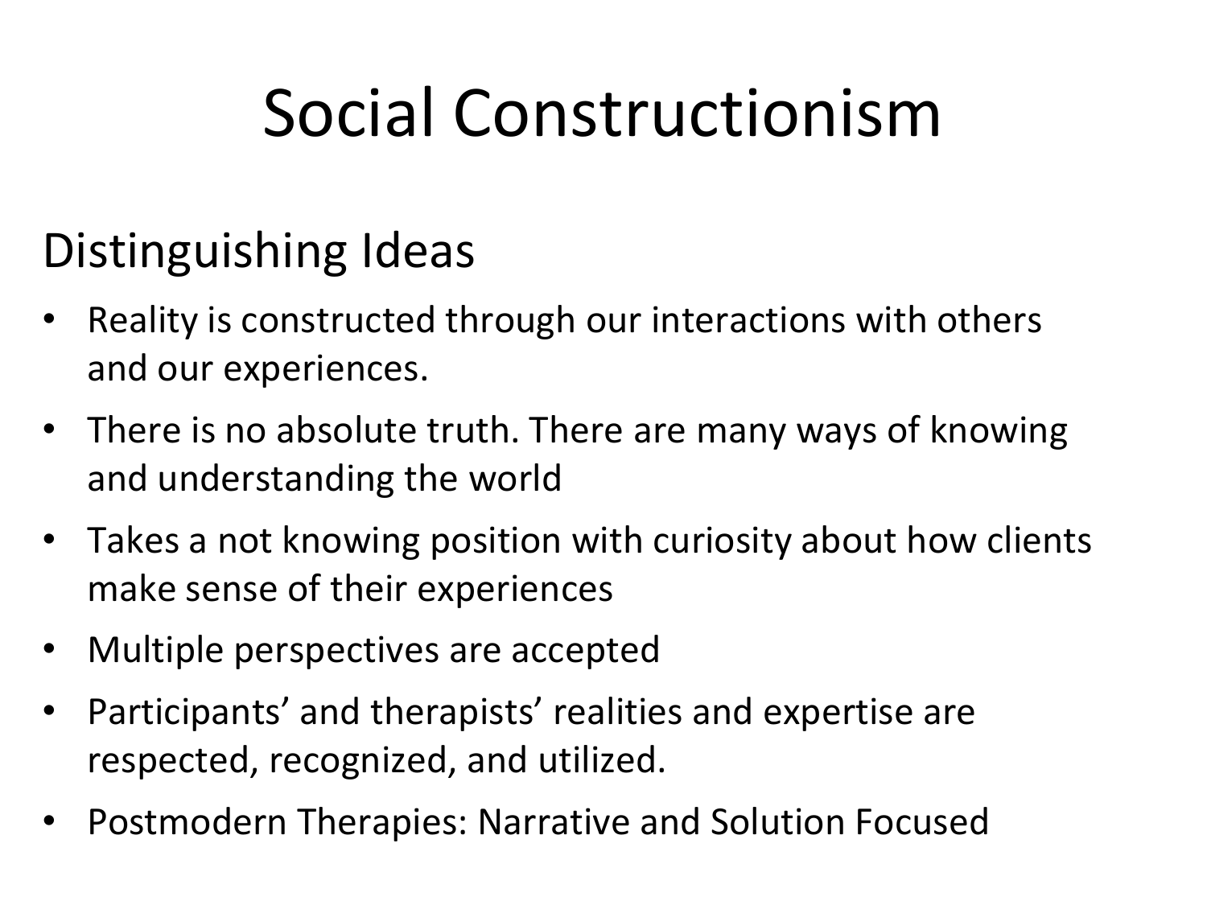# Social Constructionism

## Distinguishing Ideas

- Reality is constructed through our interactions with others and our experiences.
- There is no absolute truth. There are many ways of knowing and understanding the world
- Takes a not knowing position with curiosity about how clients make sense of their experiences
- Multiple perspectives are accepted
- Participants' and therapists' realities and expertise are respected, recognized, and utilized.
- Postmodern Therapies: Narrative and Solution Focused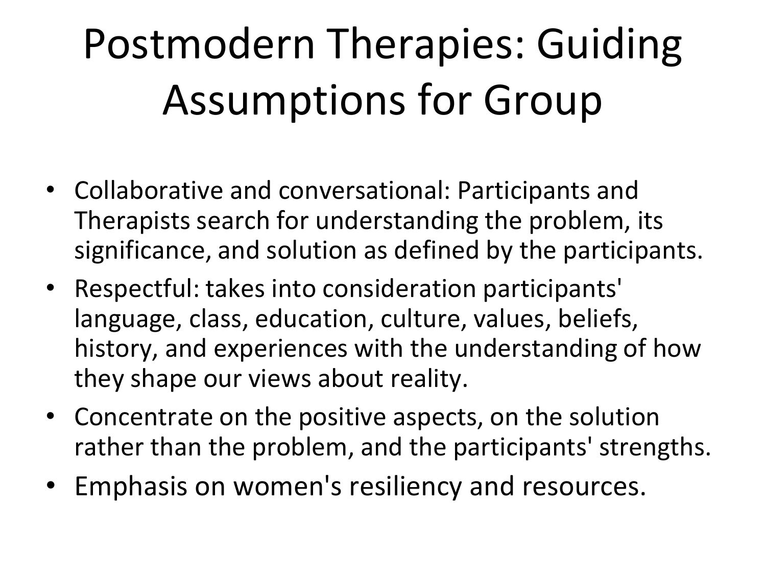# Postmodern Therapies: Guiding Assumptions for Group

- Collaborative and conversational: Participants and Therapists search for understanding the problem, its significance, and solution as defined by the participants.
- Respectful: takes into consideration participants' language, class, education, culture, values, beliefs, history, and experiences with the understanding of how they shape our views about reality.
- Concentrate on the positive aspects, on the solution rather than the problem, and the participants' strengths.
- Emphasis on women's resiliency and resources.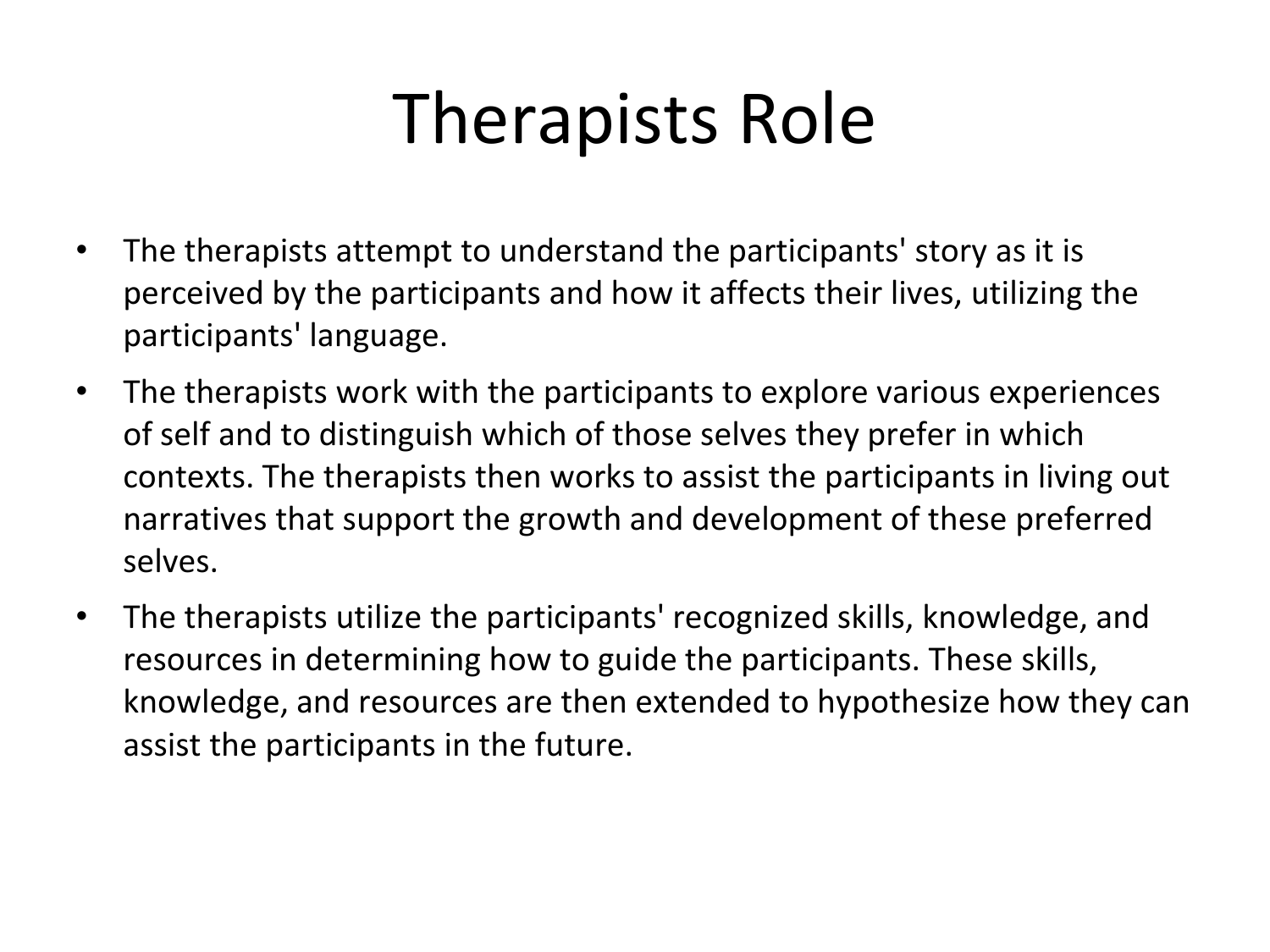# Therapists Role

- The therapists attempt to understand the participants' story as it is perceived by the participants and how it affects their lives, utilizing the participants' language.
- The therapists work with the participants to explore various experiences of self and to distinguish which of those selves they prefer in which contexts. The therapists then works to assist the participants in living out narratives that support the growth and development of these preferred selves.
- The therapists utilize the participants' recognized skills, knowledge, and resources in determining how to guide the participants. These skills, knowledge, and resources are then extended to hypothesize how they can assist the participants in the future.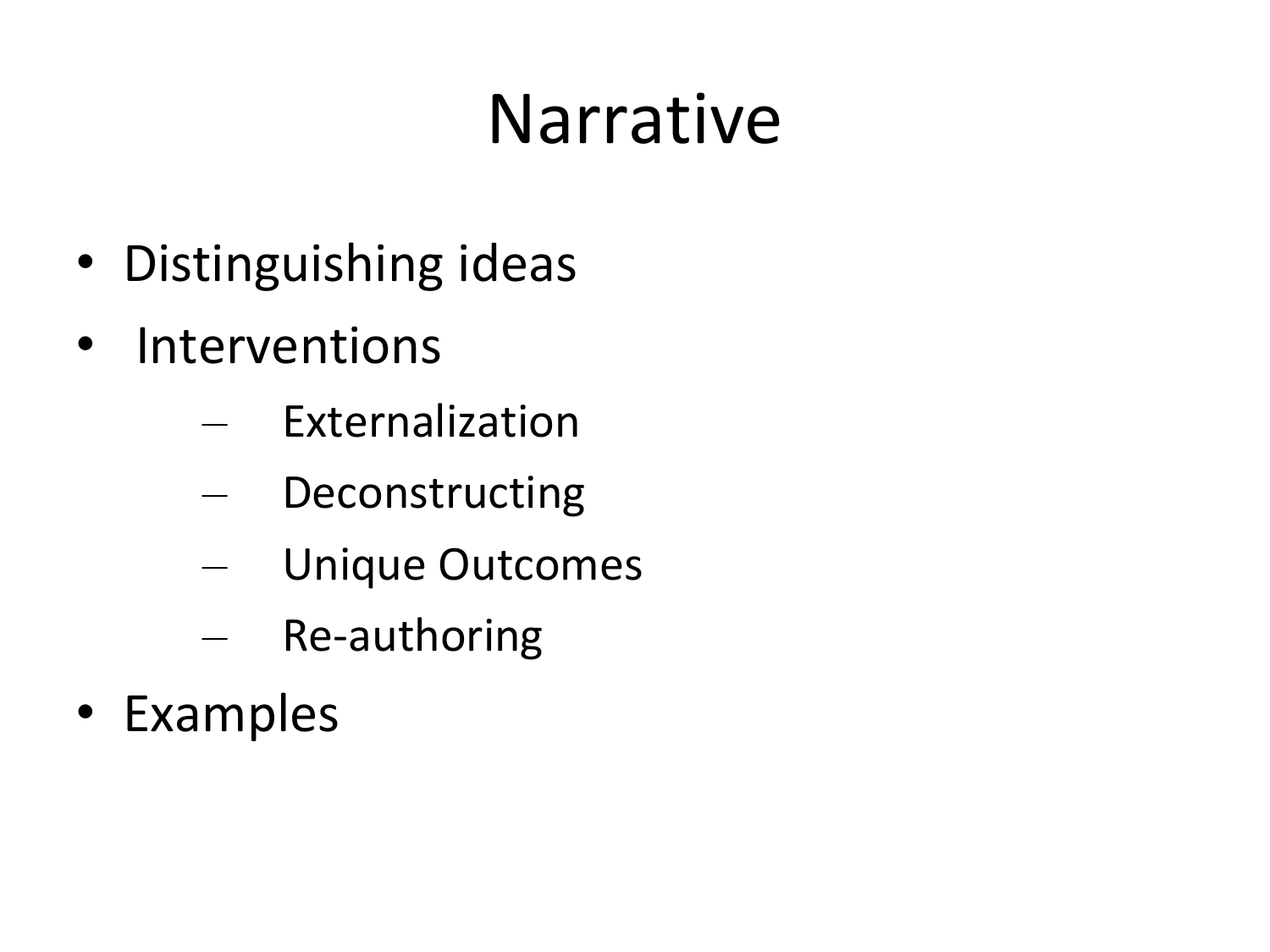# Narrative

- Distinguishing ideas
- Interventions
  - Externalization
  - Deconstructing
  - Unique Outcomes
  - Re-authoring
- Examples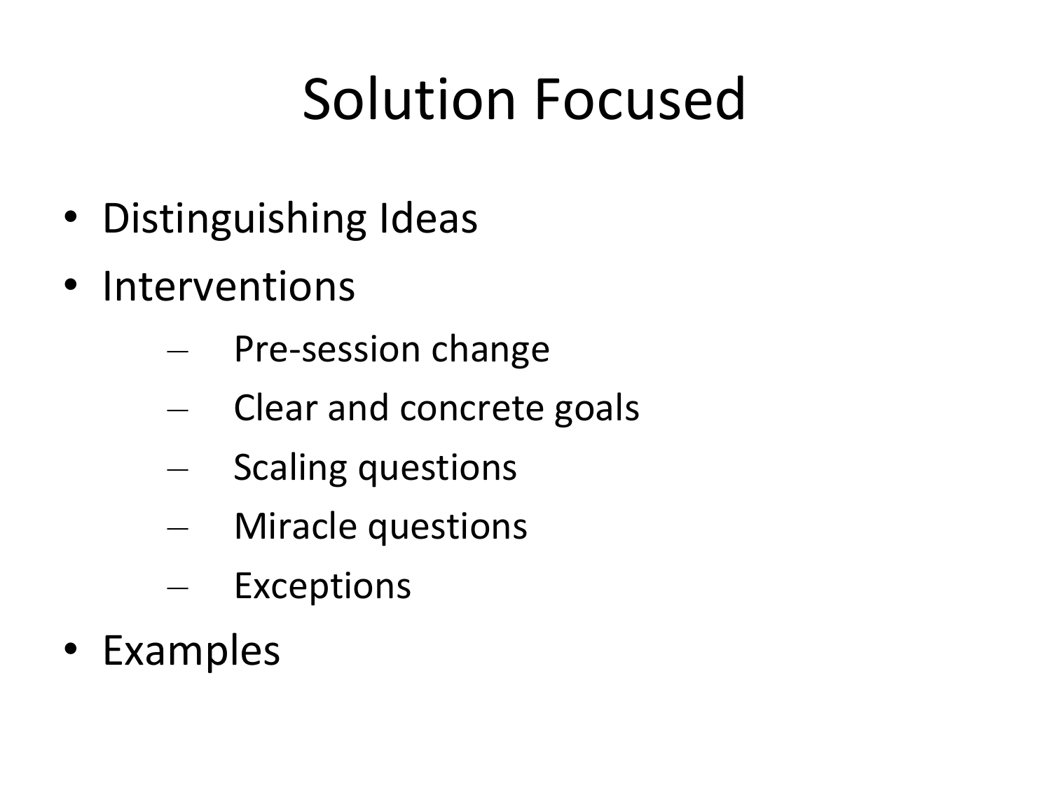# Solution Focused

- Distinguishing Ideas
- Interventions
  - Pre-session change
  - Clear and concrete goals
  - Scaling questions
  - Miracle questions
  - Exceptions
- Examples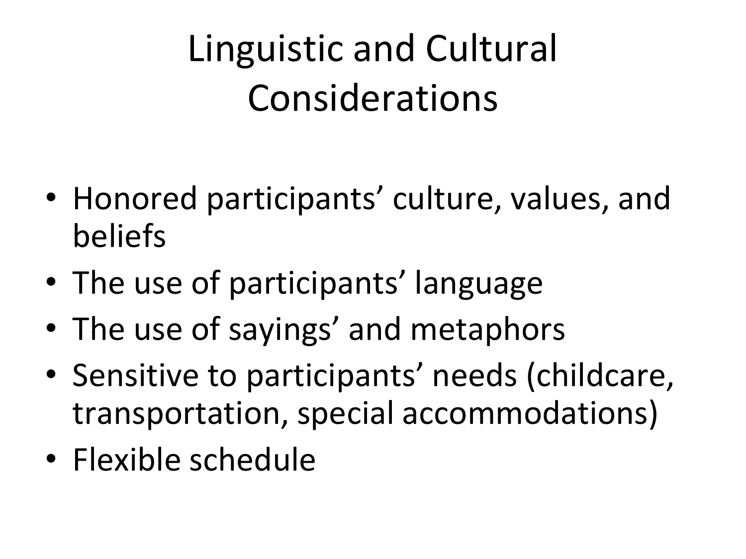# Linguistic and Cultural Considerations

- Honored participants' culture, values, and beliefs
- The use of participants' language
- The use of sayings' and metaphors
- Sensitive to participants' needs (childcare, transportation, special accommodations)
- Flexible schedule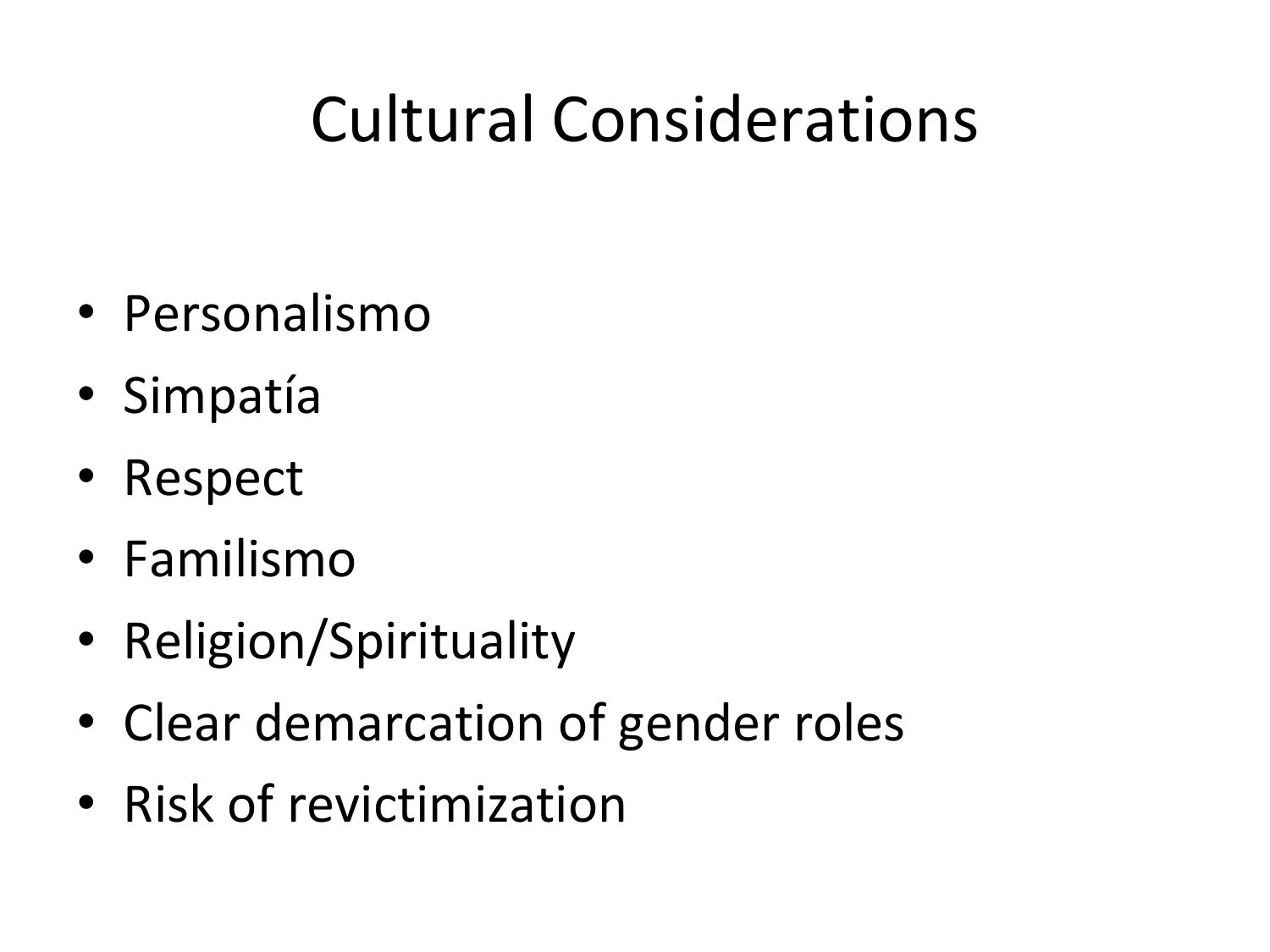# Cultural Considerations

- Personalismo
- Simpatía
- Respect
- Familismo
- Religion/Spirituality
- Clear demarcation of gender roles
- Risk of revictimization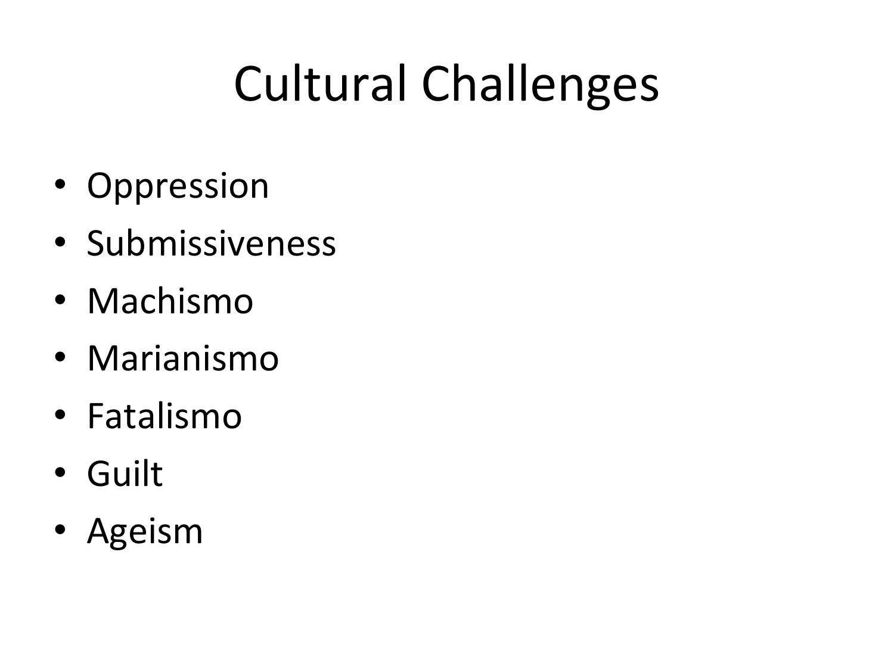# Cultural Challenges

- Oppression
- Submissiveness
- Machismo
- Marianismo
- Fatalismo
- Guilt
- Ageism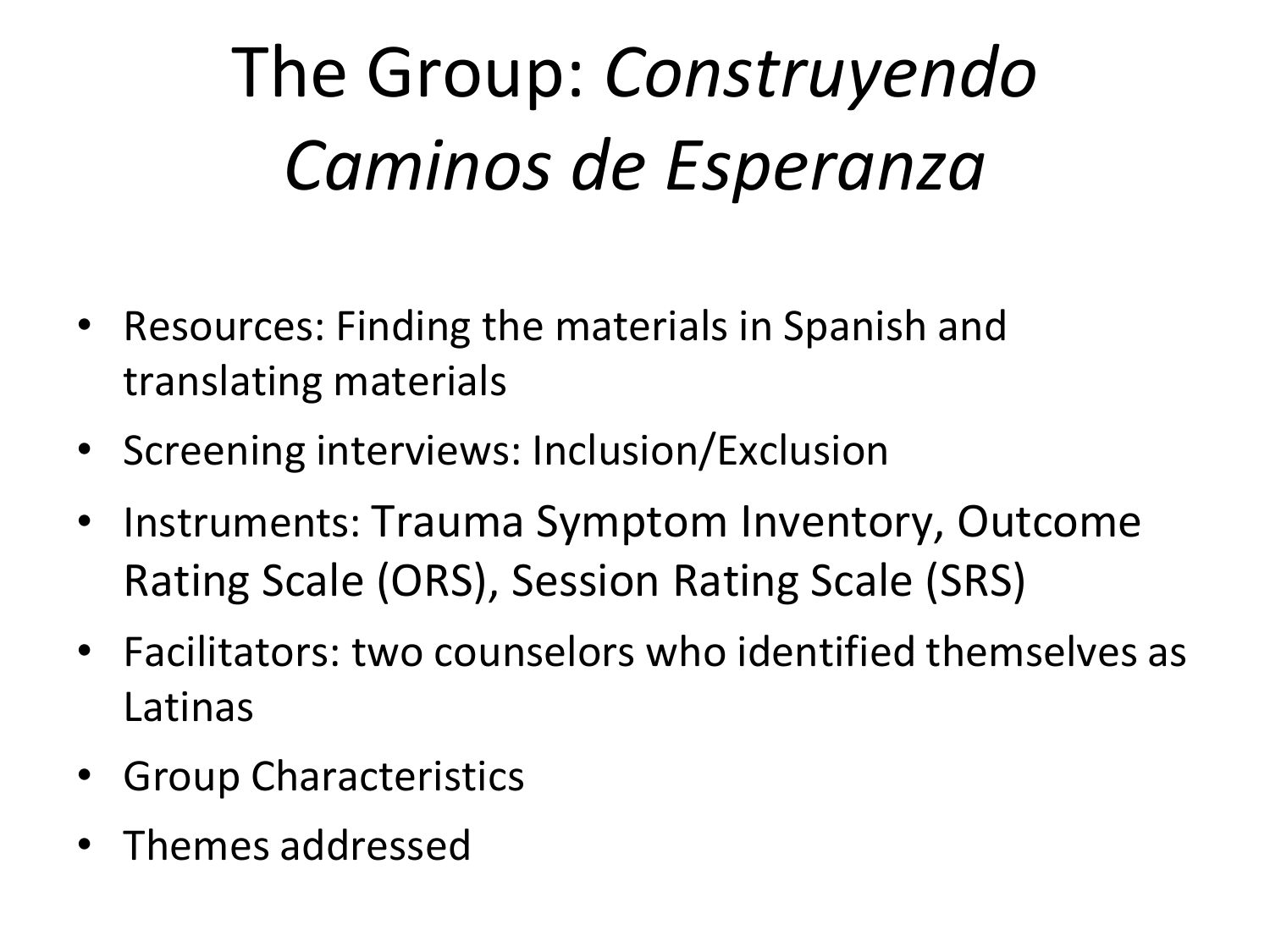# The Group: *Construyendo Caminos de Esperanza*

- Resources: Finding the materials in Spanish and translating materials
- Screening interviews: Inclusion/Exclusion
- Instruments: Trauma Symptom Inventory, Outcome Rating Scale (ORS), Session Rating Scale (SRS)
- Facilitators: two counselors who identified themselves as Latinas
- Group Characteristics
- Themes addressed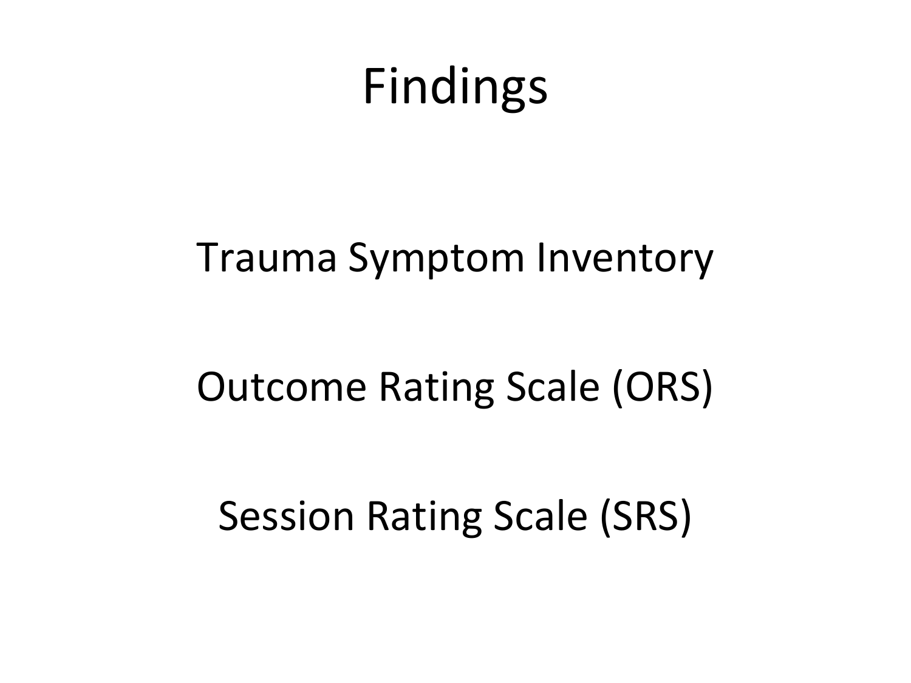# Findings

Trauma Symptom Inventory

Outcome Rating Scale (ORS)

Session Rating Scale (SRS)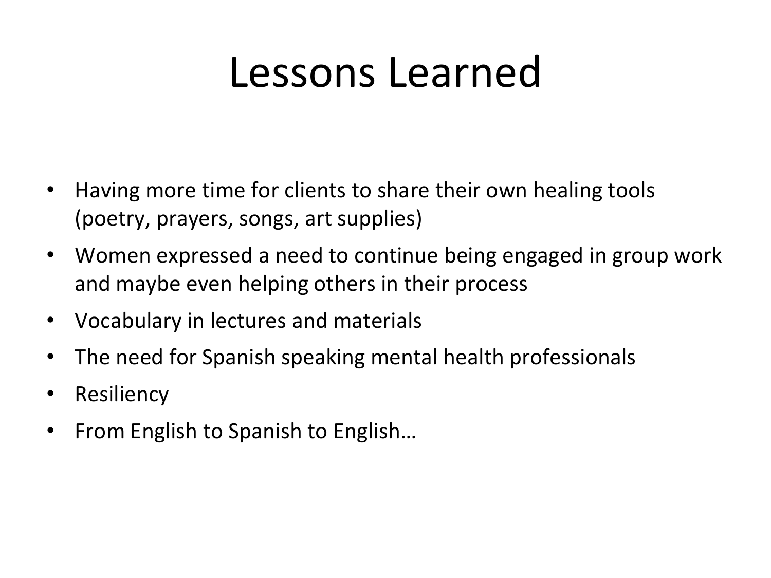# Lessons Learned

- Having more time for clients to share their own healing tools (poetry, prayers, songs, art supplies)
- Women expressed a need to continue being engaged in group work and maybe even helping others in their process
- Vocabulary in lectures and materials
- The need for Spanish speaking mental health professionals
- Resiliency
- From English to Spanish to English…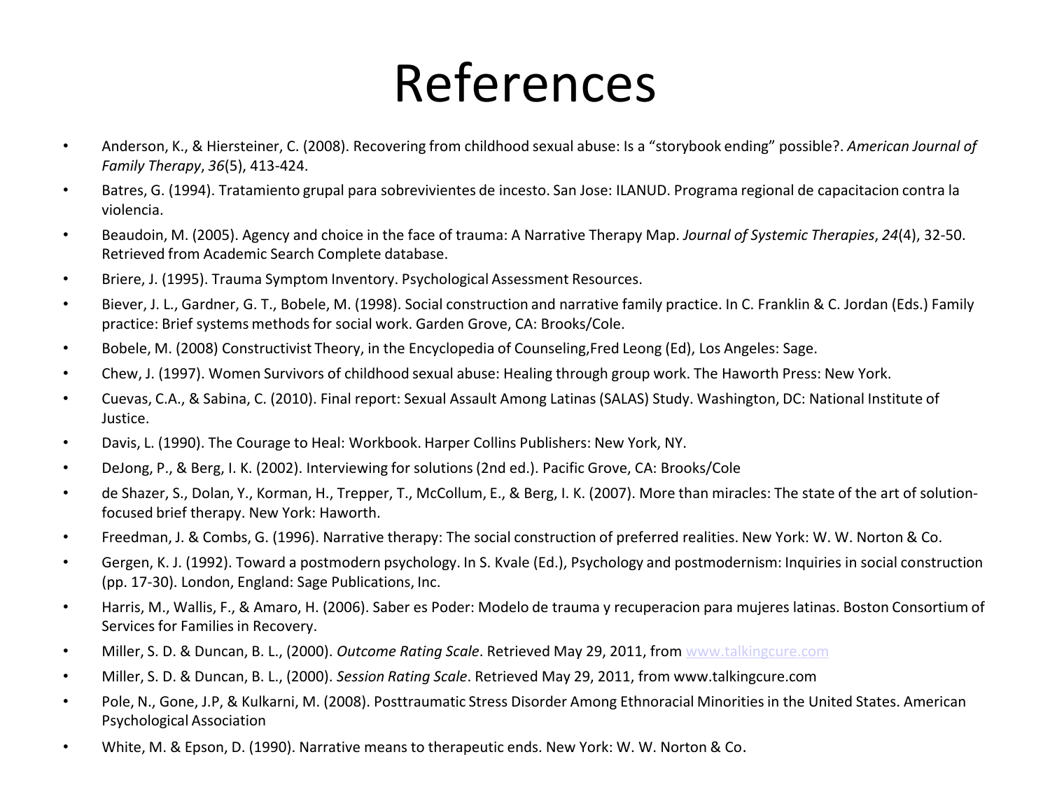# References

- Anderson, K., & Hiersteiner, C. (2008). Recovering from childhood sexual abuse: Is a “storybook ending” possible?. *American Journal of Family Therapy*, *36*(5), 413-424.
- Batres, G. (1994). Tratamiento grupal para sobrevivientes de incesto. San Jose: ILANUD. Programa regional de capacitacion contra la violencia.
- Beaudoin, M. (2005). Agency and choice in the face of trauma: A Narrative Therapy Map. *Journal of Systemic Therapies*, *24*(4), 32-50. Retrieved from Academic Search Complete database.
- Briere, J. (1995). Trauma Symptom Inventory. Psychological Assessment Resources.
- Biever, J. L., Gardner, G. T., Bobele, M. (1998). Social construction and narrative family practice. In C. Franklin & C. Jordan (Eds.) Family practice: Brief systems methods for social work. Garden Grove, CA: Brooks/Cole.
- Bobele, M. (2008) Constructivist Theory, in the Encyclopedia of Counseling,Fred Leong (Ed), Los Angeles: Sage.
- Chew, J. (1997). Women Survivors of childhood sexual abuse: Healing through group work. The Haworth Press: New York.
- Cuevas, C.A., & Sabina, C. (2010). Final report: Sexual Assault Among Latinas (SALAS) Study. Washington, DC: National Institute of Justice.
- Davis, L. (1990). The Courage to Heal: Workbook. Harper Collins Publishers: New York, NY.
- DeJong, P., & Berg, I. K. (2002). Interviewing for solutions (2nd ed.). Pacific Grove, CA: Brooks/Cole
- de Shazer, S., Dolan, Y., Korman, H., Trepper, T., McCollum, E., & Berg, I. K. (2007). More than miracles: The state of the art of solution-focused brief therapy. New York: Haworth.
- Freedman, J. & Combs, G. (1996). Narrative therapy: The social construction of preferred realities. New York: W. W. Norton & Co.
- Gergen, K. J. (1992). Toward a postmodern psychology. In S. Kvale (Ed.), Psychology and postmodernism: Inquiries in social construction (pp. 17-30). London, England: Sage Publications, Inc.
- Harris, M., Wallis, F., & Amaro, H. (2006). Saber es Poder: Modelo de trauma y recuperacion para mujeres latinas. Boston Consortium of Services for Families in Recovery.
- Miller, S. D. & Duncan, B. L., (2000). *Outcome Rating Scale*. Retrieved May 29, 2011, from www.talkingcure.com
- Miller, S. D. & Duncan, B. L., (2000). *Session Rating Scale*. Retrieved May 29, 2011, from www.talkingcure.com
- Pole, N., Gone, J.P, & Kulkarni, M. (2008). Posttraumatic Stress Disorder Among Ethnoracial Minorities in the United States. American Psychological Association
- White, M. & Epson, D. (1990). Narrative means to therapeutic ends. New York: W. W. Norton & Co.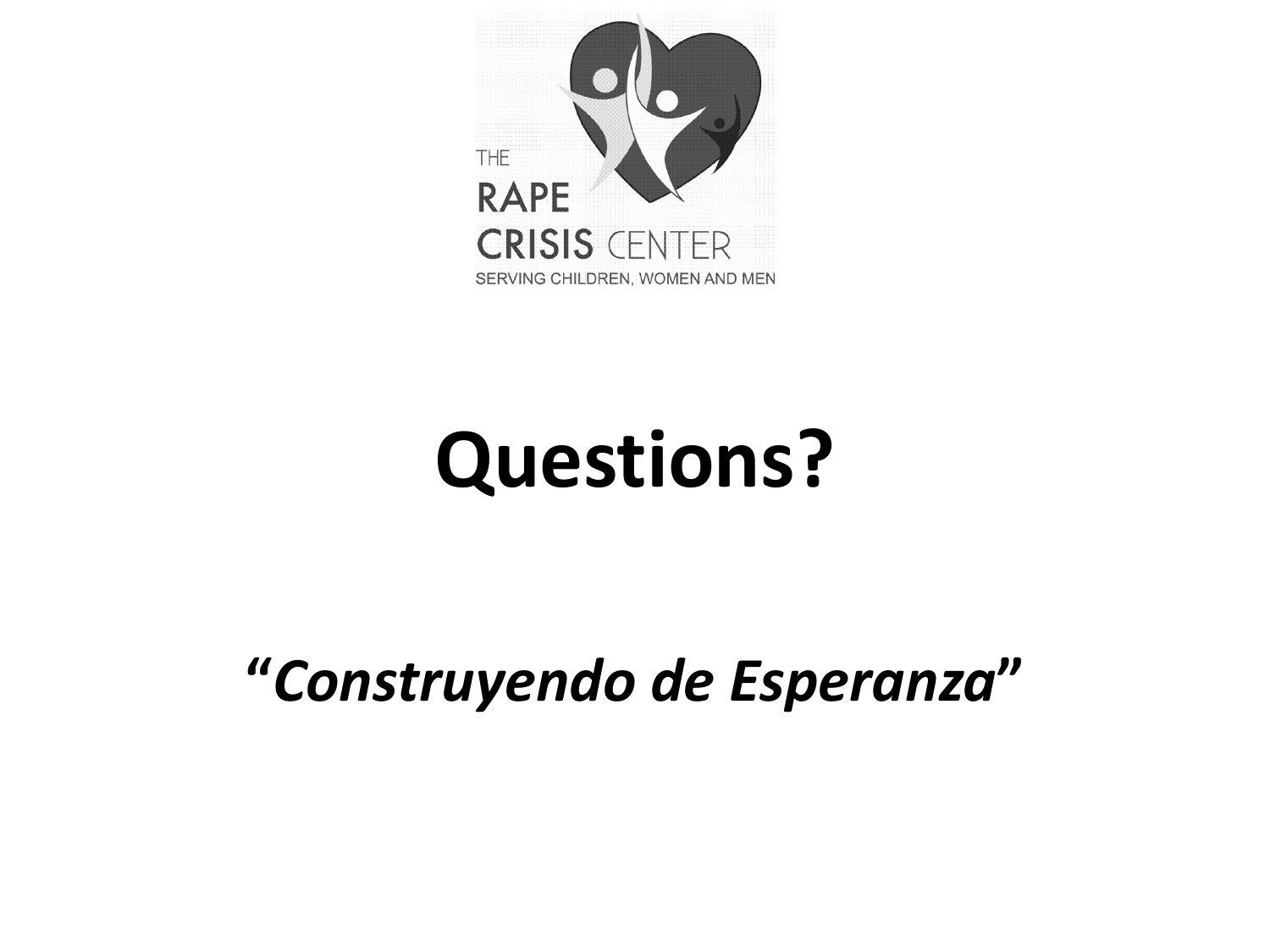THE
RAPE
CRISIS CENTER
SERVING CHILDREN, WOMEN AND MEN

# Questions?

***"Construyendo de Esperanza"***